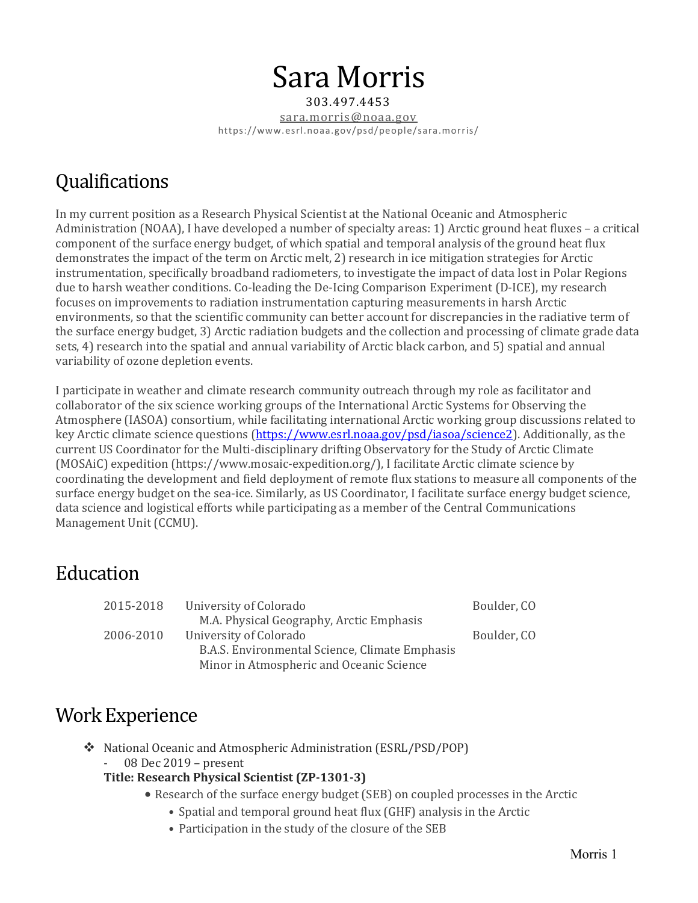# Sara Morris

303.497.4453

sara.morris@noaa.gov

https://www.esrl.noaa.gov/psd/people/sara.morris/

## Qualifications

In my current position as a Research Physical Scientist at the National Oceanic and Atmospheric Administration (NOAA), I have developed a number of specialty areas: 1) Arctic ground heat fluxes – a critical component of the surface energy budget, of which spatial and temporal analysis of the ground heat flux demonstrates the impact of the term on Arctic melt, 2) research in ice mitigation strategies for Arctic instrumentation, specifically broadband radiometers, to investigate the impact of data lost in Polar Regions due to harsh weather conditions. Co-leading the De-Icing Comparison Experiment (D-ICE), my research focuses on improvements to radiation instrumentation capturing measurements in harsh Arctic environments, so that the scientific community can better account for discrepancies in the radiative term of the surface energy budget, 3) Arctic radiation budgets and the collection and processing of climate grade data sets, 4) research into the spatial and annual variability of Arctic black carbon, and 5) spatial and annual variability of ozone depletion events.

I participate in weather and climate research community outreach through my role as facilitator and collaborator of the six science working groups of the International Arctic Systems for Observing the Atmosphere (IASOA) consortium, while facilitating international Arctic working group discussions related to key Arctic climate science questions (https://www.esrl.noaa.gov/psd/iasoa/science2). Additionally, as the current US Coordinator for the Multi-disciplinary drifting Observatory for the Study of Arctic Climate (MOSAiC) expedition (https://www.mosaic-expedition.org/), I facilitate Arctic climate science by coordinating the development and field deployment of remote flux stations to measure all components of the surface energy budget on the sea-ice. Similarly, as US Coordinator, I facilitate surface energy budget science, data science and logistical efforts while participating as a member of the Central Communications Management Unit (CCMU).

## Education

| | | |
|---|---|---|
| 2015-2018 | University of Colorado<br>M.A. Physical Geography, Arctic Emphasis | Boulder, CO |
| 2006-2010 | University of Colorado<br>B.A.S. Environmental Science, Climate Emphasis<br>Minor in Atmospheric and Oceanic Science | Boulder, CO |

## Work Experience

- National Oceanic and Atmospheric Administration (ESRL/PSD/POP)
  - 08 Dec 2019 – present

  **Title: Research Physical Scientist (ZP-1301-3)**
  - Research of the surface energy budget (SEB) on coupled processes in the Arctic
    - Spatial and temporal ground heat flux (GHF) analysis in the Arctic
    - Participation in the study of the closure of the SEB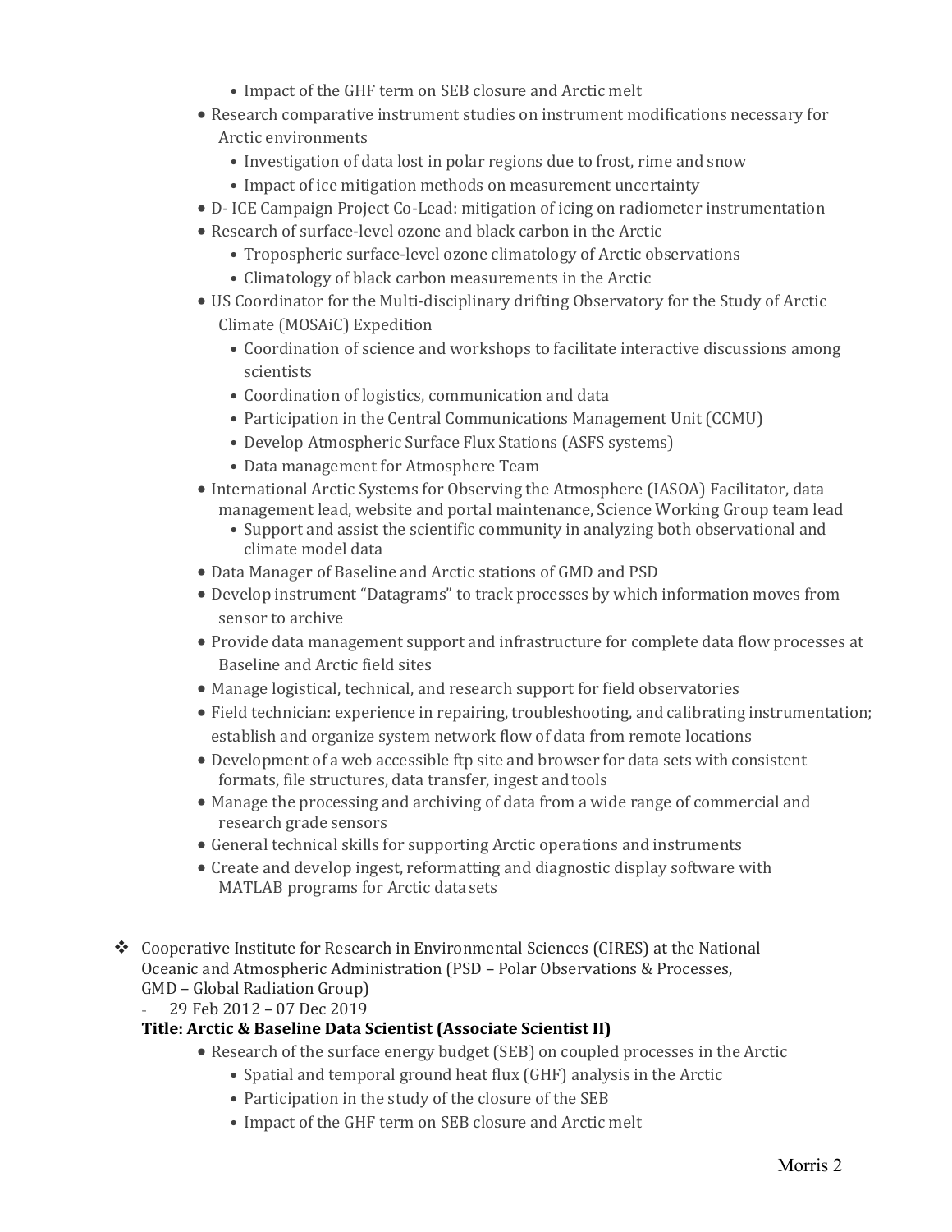- Impact of the GHF term on SEB closure and Arctic melt
- Research comparative instrument studies on instrument modifications necessary for Arctic environments
    - Investigation of data lost in polar regions due to frost, rime and snow
    - Impact of ice mitigation methods on measurement uncertainty
- D- ICE Campaign Project Co-Lead: mitigation of icing on radiometer instrumentation
- Research of surface-level ozone and black carbon in the Arctic
    - Tropospheric surface-level ozone climatology of Arctic observations
    - Climatology of black carbon measurements in the Arctic
- US Coordinator for the Multi-disciplinary drifting Observatory for the Study of Arctic Climate (MOSAiC) Expedition
    - Coordination of science and workshops to facilitate interactive discussions among scientists
    - Coordination of logistics, communication and data
    - Participation in the Central Communications Management Unit (CCMU)
    - Develop Atmospheric Surface Flux Stations (ASFS systems)
    - Data management for Atmosphere Team
- International Arctic Systems for Observing the Atmosphere (IASOA) Facilitator, data management lead, website and portal maintenance, Science Working Group team lead
    - Support and assist the scientific community in analyzing both observational and climate model data
- Data Manager of Baseline and Arctic stations of GMD and PSD
- Develop instrument "Datagrams" to track processes by which information moves from sensor to archive
- Provide data management support and infrastructure for complete data flow processes at Baseline and Arctic field sites
- Manage logistical, technical, and research support for field observatories
- Field technician: experience in repairing, troubleshooting, and calibrating instrumentation; establish and organize system network flow of data from remote locations
- Development of a web accessible ftp site and browser for data sets with consistent formats, file structures, data transfer, ingest and tools
- Manage the processing and archiving of data from a wide range of commercial and research grade sensors
- General technical skills for supporting Arctic operations and instruments
- Create and develop ingest, reformatting and diagnostic display software with MATLAB programs for Arctic data sets

❖ Cooperative Institute for Research in Environmental Sciences (CIRES) at the National Oceanic and Atmospheric Administration (PSD – Polar Observations & Processes, GMD – Global Radiation Group)

- 29 Feb 2012 – 07 Dec 2019

**Title: Arctic & Baseline Data Scientist (Associate Scientist II)**

- Research of the surface energy budget (SEB) on coupled processes in the Arctic
    - Spatial and temporal ground heat flux (GHF) analysis in the Arctic
    - Participation in the study of the closure of the SEB
    - Impact of the GHF term on SEB closure and Arctic melt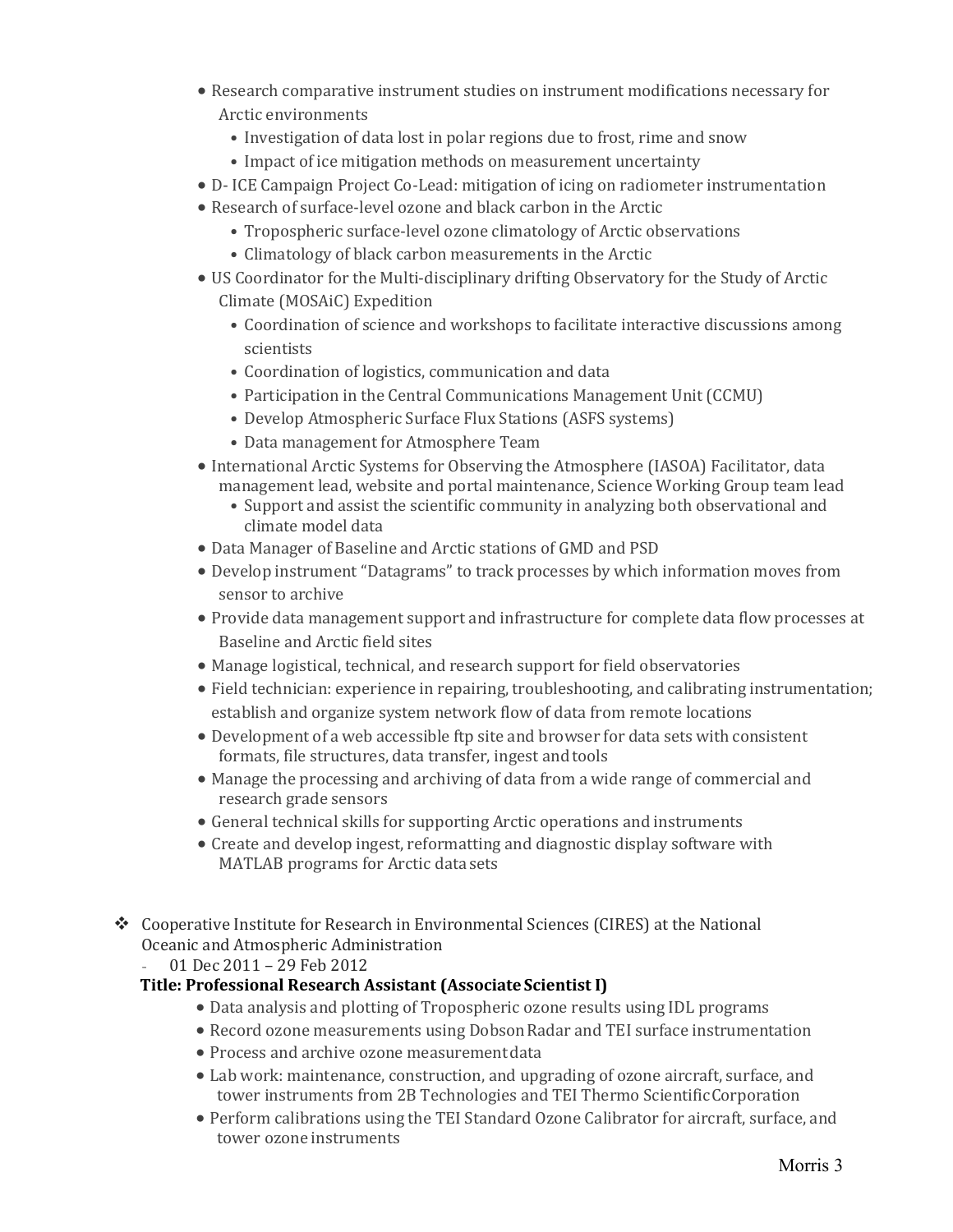- Research comparative instrument studies on instrument modifications necessary for Arctic environments
  - Investigation of data lost in polar regions due to frost, rime and snow
  - Impact of ice mitigation methods on measurement uncertainty
- D- ICE Campaign Project Co-Lead: mitigation of icing on radiometer instrumentation
- Research of surface-level ozone and black carbon in the Arctic
  - Tropospheric surface-level ozone climatology of Arctic observations
  - Climatology of black carbon measurements in the Arctic
- US Coordinator for the Multi-disciplinary drifting Observatory for the Study of Arctic Climate (MOSAiC) Expedition
  - Coordination of science and workshops to facilitate interactive discussions among scientists
  - Coordination of logistics, communication and data
  - Participation in the Central Communications Management Unit (CCMU)
  - Develop Atmospheric Surface Flux Stations (ASFS systems)
  - Data management for Atmosphere Team
- International Arctic Systems for Observing the Atmosphere (IASOA) Facilitator, data management lead, website and portal maintenance, Science Working Group team lead
  - Support and assist the scientific community in analyzing both observational and climate model data
- Data Manager of Baseline and Arctic stations of GMD and PSD
- Develop instrument "Datagrams" to track processes by which information moves from sensor to archive
- Provide data management support and infrastructure for complete data flow processes at Baseline and Arctic field sites
- Manage logistical, technical, and research support for field observatories
- Field technician: experience in repairing, troubleshooting, and calibrating instrumentation; establish and organize system network flow of data from remote locations
- Development of a web accessible ftp site and browser for data sets with consistent formats, file structures, data transfer, ingest and tools
- Manage the processing and archiving of data from a wide range of commercial and research grade sensors
- General technical skills for supporting Arctic operations and instruments
- Create and develop ingest, reformatting and diagnostic display software with MATLAB programs for Arctic data sets

❖ Cooperative Institute for Research in Environmental Sciences (CIRES) at the National Oceanic and Atmospheric Administration

- 01 Dec 2011 – 29 Feb 2012

**Title: Professional Research Assistant (Associate Scientist I)**

- Data analysis and plotting of Tropospheric ozone results using IDL programs
- Record ozone measurements using Dobson Radar and TEI surface instrumentation
- Process and archive ozone measurement data
- Lab work: maintenance, construction, and upgrading of ozone aircraft, surface, and tower instruments from 2B Technologies and TEI Thermo Scientific Corporation
- Perform calibrations using the TEI Standard Ozone Calibrator for aircraft, surface, and tower ozone instruments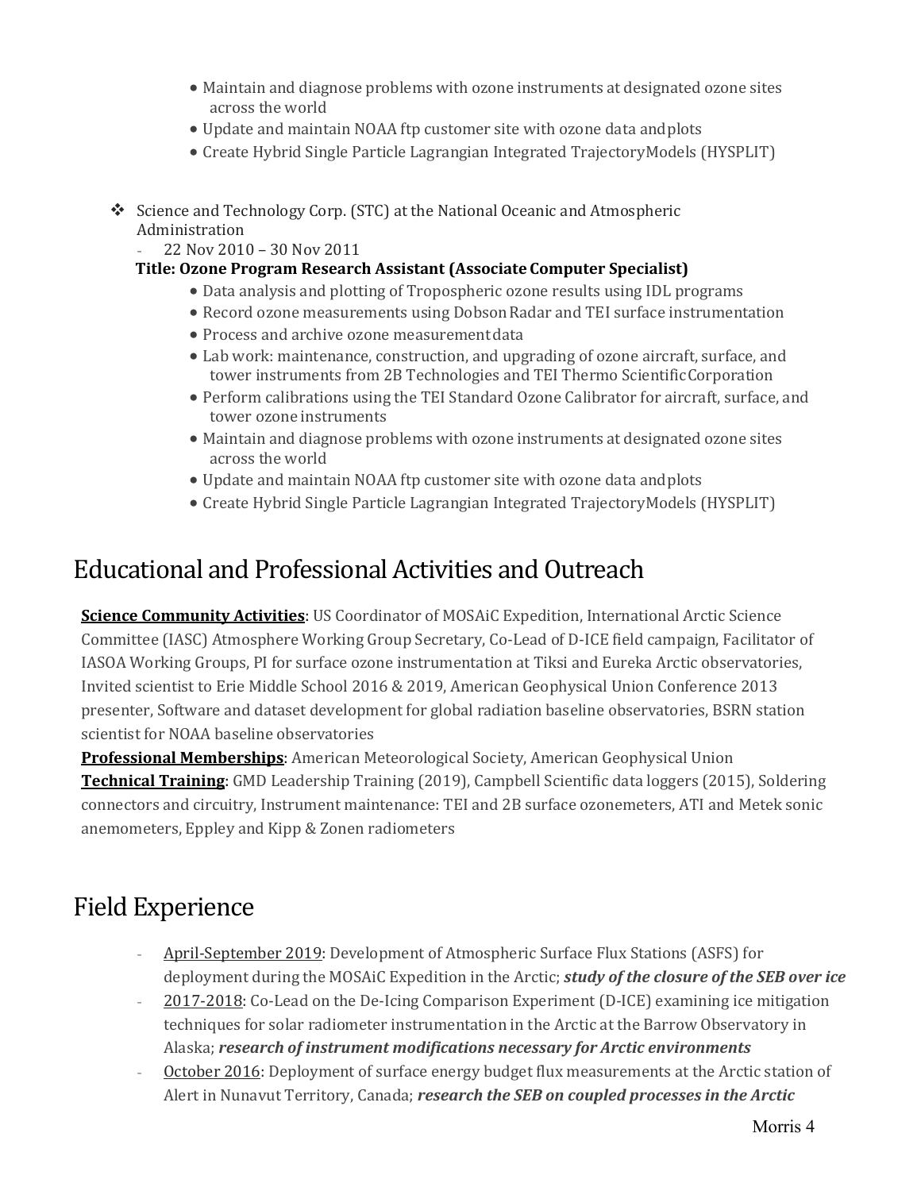- Maintain and diagnose problems with ozone instruments at designated ozone sites across the world
- Update and maintain NOAA ftp customer site with ozone data and plots
- Create Hybrid Single Particle Lagrangian Integrated Trajectory Models (HYSPLIT)

❖ Science and Technology Corp. (STC) at the National Oceanic and Atmospheric Administration

- 22 Nov 2010 – 30 Nov 2011

**Title: Ozone Program Research Assistant (Associate Computer Specialist)**

- Data analysis and plotting of Tropospheric ozone results using IDL programs
- Record ozone measurements using Dobson Radar and TEI surface instrumentation
- Process and archive ozone measurement data
- Lab work: maintenance, construction, and upgrading of ozone aircraft, surface, and tower instruments from 2B Technologies and TEI Thermo Scientific Corporation
- Perform calibrations using the TEI Standard Ozone Calibrator for aircraft, surface, and tower ozone instruments
- Maintain and diagnose problems with ozone instruments at designated ozone sites across the world
- Update and maintain NOAA ftp customer site with ozone data and plots
- Create Hybrid Single Particle Lagrangian Integrated Trajectory Models (HYSPLIT)

# Educational and Professional Activities and Outreach

**Science Community Activities**: US Coordinator of MOSAiC Expedition, International Arctic Science Committee (IASC) Atmosphere Working Group Secretary, Co-Lead of D-ICE field campaign, Facilitator of IASOA Working Groups, PI for surface ozone instrumentation at Tiksi and Eureka Arctic observatories, Invited scientist to Erie Middle School 2016 & 2019, American Geophysical Union Conference 2013 presenter, Software and dataset development for global radiation baseline observatories, BSRN station scientist for NOAA baseline observatories

**Professional Memberships**: American Meteorological Society, American Geophysical Union

**Technical Training**: GMD Leadership Training (2019), Campbell Scientific data loggers (2015), Soldering connectors and circuitry, Instrument maintenance: TEI and 2B surface ozonemeters, ATI and Metek sonic anemometers, Eppley and Kipp & Zonen radiometers

# Field Experience

- April-September 2019: Development of Atmospheric Surface Flux Stations (ASFS) for deployment during the MOSAiC Expedition in the Arctic; ***study of the closure of the SEB over ice***
- 2017-2018: Co-Lead on the De-Icing Comparison Experiment (D-ICE) examining ice mitigation techniques for solar radiometer instrumentation in the Arctic at the Barrow Observatory in Alaska; ***research of instrument modifications necessary for Arctic environments***
- October 2016: Deployment of surface energy budget flux measurements at the Arctic station of Alert in Nunavut Territory, Canada; ***research the SEB on coupled processes in the Arctic***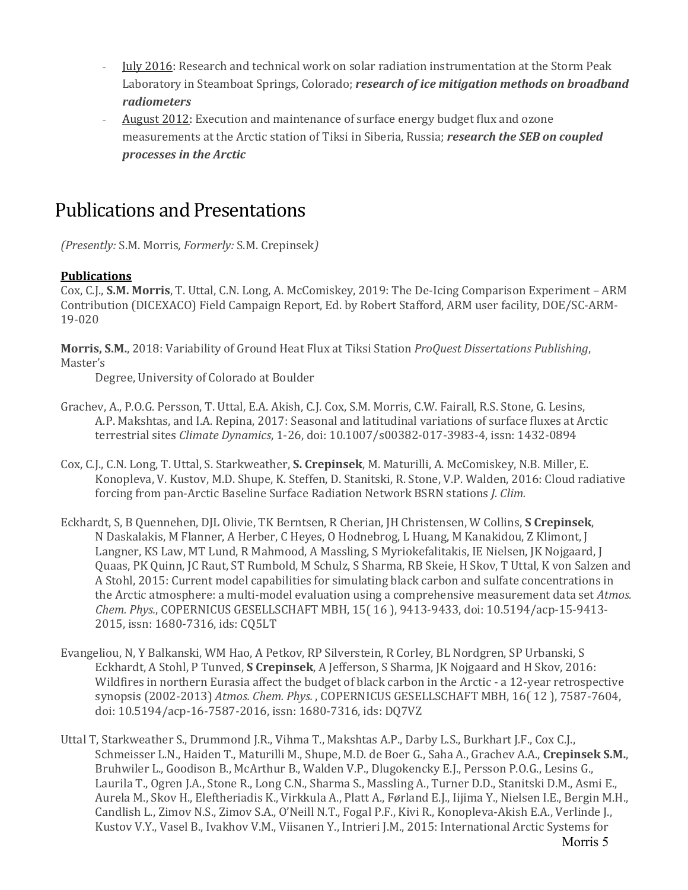- <u>July 2016</u>: Research and technical work on solar radiation instrumentation at the Storm Peak Laboratory in Steamboat Springs, Colorado; ***research of ice mitigation methods on broadband radiometers***
- <u>August 2012</u>: Execution and maintenance of surface energy budget flux and ozone measurements at the Arctic station of Tiksi in Siberia, Russia; ***research the SEB on coupled processes in the Arctic***

# Publications and Presentations

*(Presently:* S.M. Morris*, Formerly:* S.M. Crepinsek*)*

**<u>Publications</u>**

Cox, C.J., **S.M. Morris**, T. Uttal, C.N. Long, A. McComiskey, 2019: The De-Icing Comparison Experiment – ARM Contribution (DICEXACO) Field Campaign Report, Ed. by Robert Stafford, ARM user facility, DOE/SC-ARM-19-020

**Morris, S.M.**, 2018: Variability of Ground Heat Flux at Tiksi Station *ProQuest Dissertations Publishing*, Master's Degree, University of Colorado at Boulder

Grachev, A., P.O.G. Persson, T. Uttal, E.A. Akish, C.J. Cox, S.M. Morris, C.W. Fairall, R.S. Stone, G. Lesins, A.P. Makshtas, and I.A. Repina, 2017: Seasonal and latitudinal variations of surface fluxes at Arctic terrestrial sites *Climate Dynamics*, 1-26, doi: 10.1007/s00382-017-3983-4, issn: 1432-0894

Cox, C.J., C.N. Long, T. Uttal, S. Starkweather, **S. Crepinsek**, M. Maturilli, A. McComiskey, N.B. Miller, E. Konopleva, V. Kustov, M.D. Shupe, K. Steffen, D. Stanitski, R. Stone, V.P. Walden, 2016: Cloud radiative forcing from pan-Arctic Baseline Surface Radiation Network BSRN stations *J. Clim.*

Eckhardt, S, B Quennehen, DJL Olivie, TK Berntsen, R Cherian, JH Christensen, W Collins, **S Crepinsek**, N Daskalakis, M Flanner, A Herber, C Heyes, O Hodnebrog, L Huang, M Kanakidou, Z Klimont, J Langner, KS Law, MT Lund, R Mahmood, A Massling, S Myriokefalitakis, IE Nielsen, JK Nojgaard, J Quaas, PK Quinn, JC Raut, ST Rumbold, M Schulz, S Sharma, RB Skeie, H Skov, T Uttal, K von Salzen and A Stohl, 2015: Current model capabilities for simulating black carbon and sulfate concentrations in the Arctic atmosphere: a multi-model evaluation using a comprehensive measurement data set *Atmos. Chem. Phys.*, COPERNICUS GESELLSCHAFT MBH, 15( 16 ), 9413-9433, doi: 10.5194/acp-15-9413-2015, issn: 1680-7316, ids: CQ5LT

Evangeliou, N, Y Balkanski, WM Hao, A Petkov, RP Silverstein, R Corley, BL Nordgren, SP Urbanski, S Eckhardt, A Stohl, P Tunved, **S Crepinsek**, A Jefferson, S Sharma, JK Nojgaard and H Skov, 2016: Wildfires in northern Eurasia affect the budget of black carbon in the Arctic - a 12-year retrospective synopsis (2002-2013) *Atmos. Chem. Phys.* , COPERNICUS GESELLSCHAFT MBH, 16( 12 ), 7587-7604, doi: 10.5194/acp-16-7587-2016, issn: 1680-7316, ids: DQ7VZ

Uttal T, Starkweather S., Drummond J.R., Vihma T., Makshtas A.P., Darby L.S., Burkhart J.F., Cox C.J., Schmeisser L.N., Haiden T., Maturilli M., Shupe, M.D. de Boer G., Saha A., Grachev A.A., **Crepinsek S.M.**, Bruhwiler L., Goodison B., McArthur B., Walden V.P., Dlugokencky E.J., Persson P.O.G., Lesins G., Laurila T., Ogren J.A., Stone R., Long C.N., Sharma S., Massling A., Turner D.D., Stanitski D.M., Asmi E., Aurela M., Skov H., Eleftheriadis K., Virkkula A., Platt A., Førland E.J., Iijima Y., Nielsen I.E., Bergin M.H., Candlish L., Zimov N.S., Zimov S.A., O'Neill N.T., Fogal P.F., Kivi R., Konopleva-Akish E.A., Verlinde J., Kustov V.Y., Vasel B., Ivakhov V.M., Viisanen Y., Intrieri J.M., 2015: International Arctic Systems for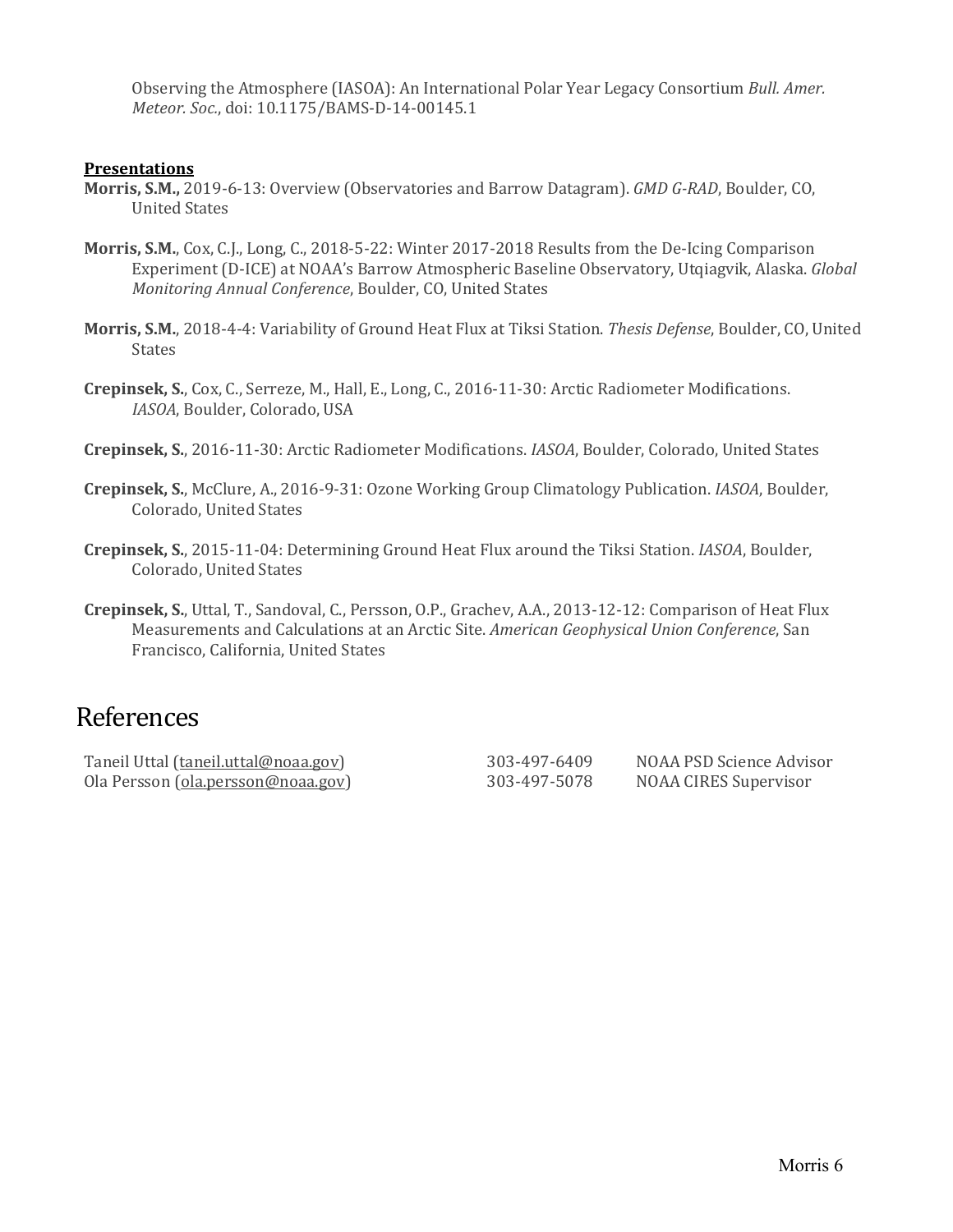Observing the Atmosphere (IASOA): An International Polar Year Legacy Consortium *Bull. Amer. Meteor. Soc.*, doi: 10.1175/BAMS-D-14-00145.1

**Presentations**

**Morris, S.M.,** 2019-6-13: Overview (Observatories and Barrow Datagram). *GMD G-RAD*, Boulder, CO, United States

**Morris, S.M.**, Cox, C.J., Long, C., 2018-5-22: Winter 2017-2018 Results from the De-Icing Comparison Experiment (D-ICE) at NOAA's Barrow Atmospheric Baseline Observatory, Utqiagvik, Alaska. *Global Monitoring Annual Conference*, Boulder, CO, United States

**Morris, S.M.**, 2018-4-4: Variability of Ground Heat Flux at Tiksi Station. *Thesis Defense*, Boulder, CO, United States

**Crepinsek, S.**, Cox, C., Serreze, M., Hall, E., Long, C., 2016-11-30: Arctic Radiometer Modifications. *IASOA*, Boulder, Colorado, USA

**Crepinsek, S.**, 2016-11-30: Arctic Radiometer Modifications. *IASOA*, Boulder, Colorado, United States

**Crepinsek, S.**, McClure, A., 2016-9-31: Ozone Working Group Climatology Publication. *IASOA*, Boulder, Colorado, United States

**Crepinsek, S.**, 2015-11-04: Determining Ground Heat Flux around the Tiksi Station. *IASOA*, Boulder, Colorado, United States

**Crepinsek, S.**, Uttal, T., Sandoval, C., Persson, O.P., Grachev, A.A., 2013-12-12: Comparison of Heat Flux Measurements and Calculations at an Arctic Site. *American Geophysical Union Conference*, San Francisco, California, United States

# References

| | | |
|---|---|---|
| Taneil Uttal (taneil.uttal@noaa.gov) | 303-497-6409 | NOAA PSD Science Advisor |
| Ola Persson (ola.persson@noaa.gov) | 303-497-5078 | NOAA CIRES Supervisor |